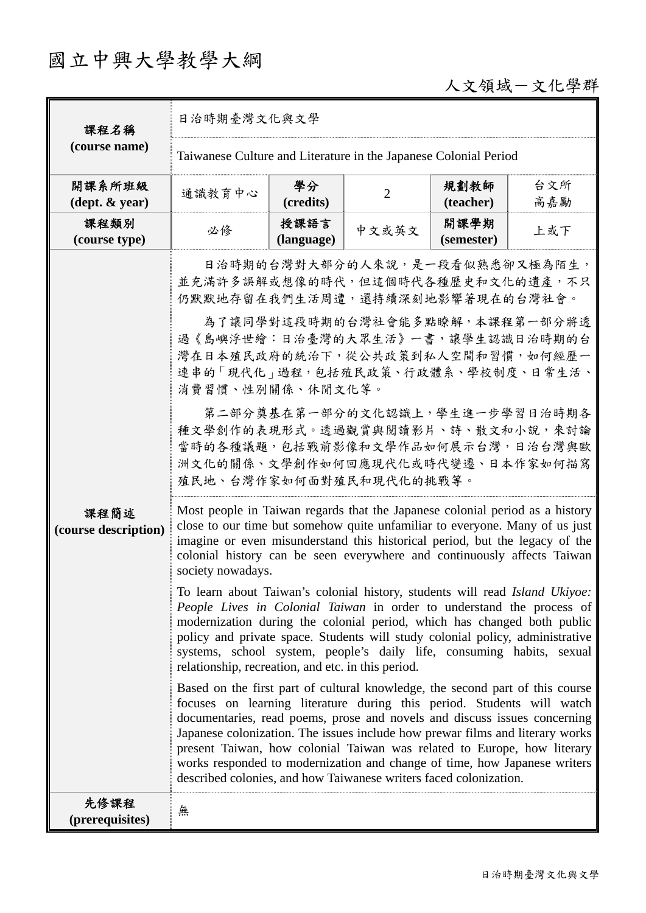# 國立中興大學教學大綱

人文領域－文化學群

| 課程名稱 (course name) | 日治時期臺灣文化與文學 | | | | |
|---|---|---|---|---|---|
| | Taiwanese Culture and Literature in the Japanese Colonial Period | | | | |
| 開課系所班級 (dept. & year) | 通識教育中心 | 學分 (credits) | 2 | 規劃教師 (teacher) | 台文所 高嘉勵 |
| 課程類別 (course type) | 必修 | 授課語言 (language) | 中文或英文 | 開課學期 (semester) | 上或下 |
| 課程簡述 (course description) | 日治時期的台灣對大部分的人來說，是一段看似熟悉卻又極為陌生，並充滿許多誤解或想像的時代，但這個時代各種歷史和文化的遺產，不只仍默默地存留在我們生活周遭，還持續深刻地影響著現在的台灣社會。<br><br>為了讓同學對這段時期的台灣社會能多點瞭解，本課程第一部分將透過《島嶼浮世繪：日治臺灣的大眾生活》一書，讓學生認識日治時期的台灣在日本殖民政府的統治下，從公共政策到私人空間和習慣，如何經歷一連串的「現代化」過程，包括殖民政策、行政體系、學校制度、日常生活、消費習慣、性別關係、休閒文化等。<br><br>第二部分奠基在第一部分的文化認識上，學生進一步學習日治時期各種文學創作的表現形式。透過觀賞與閱讀影片、詩、散文和小說，來討論當時的各種議題，包括戰前影像和文學作品如何展示台灣，日治台灣與歐洲文化的關係、文學創作如何回應現代化或時代變遷、日本作家如何描寫殖民地、台灣作家如何面對殖民和現代化的挑戰等。 | | | | |
| | Most people in Taiwan regards that the Japanese colonial period as a history close to our time but somehow quite unfamiliar to everyone. Many of us just imagine or even misunderstand this historical period, but the legacy of the colonial history can be seen everywhere and continuously affects Taiwan society nowadays.<br><br>To learn about Taiwan's colonial history, students will read *Island Ukiyoe: People Lives in Colonial Taiwan* in order to understand the process of modernization during the colonial period, which has changed both public policy and private space. Students will study colonial policy, administrative systems, school system, people's daily life, consuming habits, sexual relationship, recreation, and etc. in this period.<br><br>Based on the first part of cultural knowledge, the second part of this course focuses on learning literature during this period. Students will watch documentaries, read poems, prose and novels and discuss issues concerning Japanese colonization. The issues include how prewar films and literary works present Taiwan, how colonial Taiwan was related to Europe, how literary works responded to modernization and change of time, how Japanese writers described colonies, and how Taiwanese writers faced colonization. | | | | |
| 先修課程 (prerequisites) | 無 | | | | |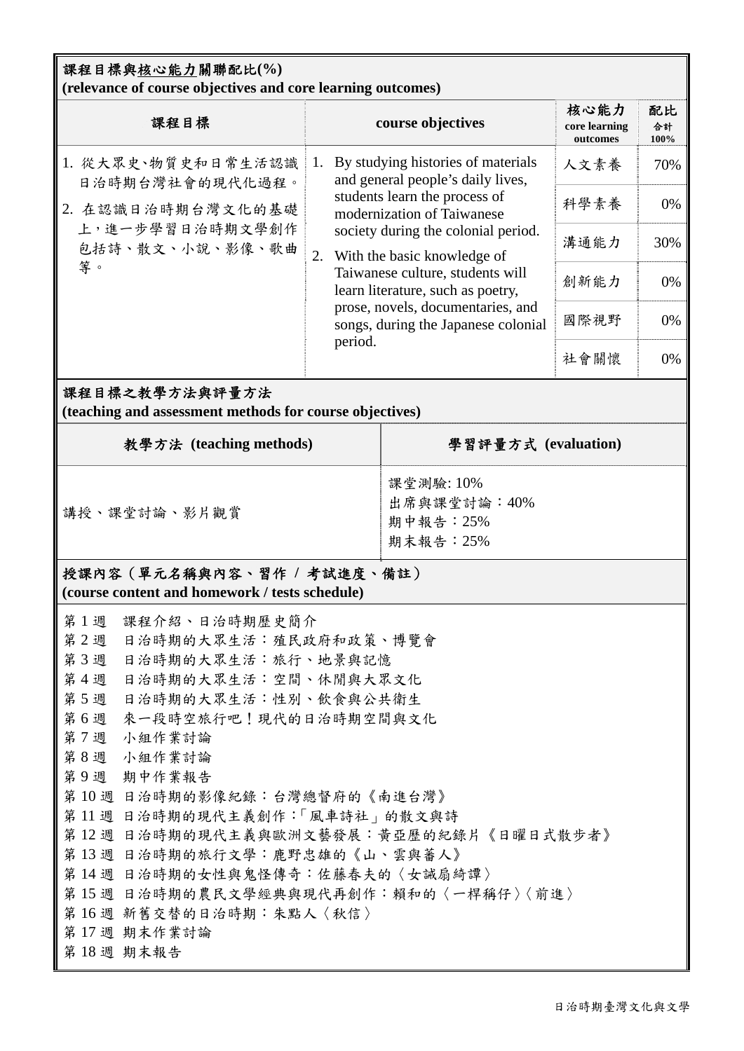## 課程目標與核心能力關聯配比(%)
**(relevance of course objectives and core learning outcomes)**

| 課程目標 | course objectives | 核心能力 core learning outcomes | 配比 合計 100% |
|---|---|---|---|
| 1. 從大眾史、物質史和日常生活認識日治時期台灣社會的現代化過程。<br>2. 在認識日治時期台灣文化的基礎上，進一步學習日治時期文學創作包括詩、散文、小說、影像、歌曲等。 | 1. By studying histories of materials and general people's daily lives, students learn the process of modernization of Taiwanese society during the colonial period.<br>2. With the basic knowledge of Taiwanese culture, students will learn literature, such as poetry, prose, novels, documentaries, and songs, during the Japanese colonial period. | 人文素養 | 70% |
| | | 科學素養 | 0% |
| | | 溝通能力 | 30% |
| | | 創新能力 | 0% |
| | | 國際視野 | 0% |
| | | 社會關懷 | 0% |

## 課程目標之教學方法與評量方法
**(teaching and assessment methods for course objectives)**

| 教學方法 (teaching methods) | 學習評量方式 (evaluation) |
|---|---|
| 講授、課堂討論、影片觀賞 | 課堂測驗: 10%<br>出席與課堂討論：40%<br>期中報告：25%<br>期末報告：25% |

## 授課內容（單元名稱與內容、習作 / 考試進度、備註）
**(course content and homework / tests schedule)**

第 1 週　課程介紹、日治時期歷史簡介
第 2 週　日治時期的大眾生活：殖民政府和政策、博覽會
第 3 週　日治時期的大眾生活：旅行、地景與記憶
第 4 週　日治時期的大眾生活：空間、休閒與大眾文化
第 5 週　日治時期的大眾生活：性別、飲食與公共衛生
第 6 週　來一段時空旅行吧！現代的日治時期空間與文化
第 7 週　小組作業討論
第 8 週　小組作業討論
第 9 週　期中作業報告
第 10 週 日治時期的影像紀錄：台灣總督府的《南進台灣》
第 11 週 日治時期的現代主義創作:「風車詩社」的散文與詩
第 12 週 日治時期的現代主義與歐洲文藝發展：黃亞歷的紀錄片《日曜日式散步者》
第 13 週 日治時期的旅行文學：鹿野忠雄的《山、雲與蕃人》
第 14 週 日治時期的女性與鬼怪傳奇：佐藤春夫的〈女誡扇綺譚〉
第 15 週 日治時期的農民文學經典與現代再創作：賴和的〈一桿稱仔〉〈前進〉
第 16 週 新舊交替的日治時期：朱點人〈秋信〉
第 17 週 期末作業討論
第 18 週 期末報告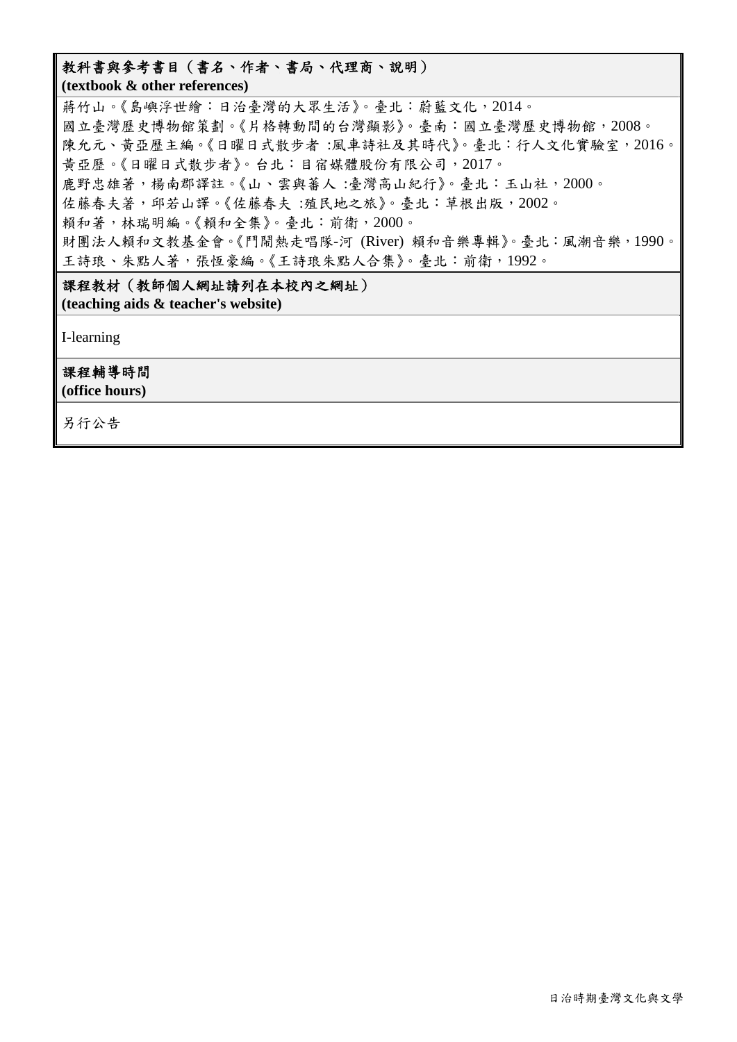**教科書與參考書目（書名、作者、書局、代理商、說明）**
**(textbook & other references)**

蔣竹山。《島嶼浮世繪：日治臺灣的大眾生活》。臺北：蔚藍文化，2014。
國立臺灣歷史博物館策劃。《片格轉動間的台灣顯影》。臺南：國立臺灣歷史博物館，2008。
陳允元、黃亞歷主編。《日曜日式散步者 :風車詩社及其時代》。臺北：行人文化實驗室，2016。
黃亞歷。《日曜日式散步者》。台北：目宿媒體股份有限公司，2017。
鹿野忠雄著，楊南郡譯註。《山、雲與蕃人 :臺灣高山紀行》。臺北：玉山社，2000。
佐藤春夫著，邱若山譯。《佐藤春夫 :殖民地之旅》。臺北：草根出版，2002。
賴和著，林瑞明編。《賴和全集》。臺北：前衛，2000。
財團法人賴和文教基金會。《鬥鬧熱走唱隊-河 (River) 賴和音樂專輯》。臺北：風潮音樂，1990。
王詩琅、朱點人著，張恆豪編。《王詩琅朱點人合集》。臺北：前衛，1992。

**課程教材（教師個人網址請列在本校內之網址）**
**(teaching aids & teacher's website)**

I-learning

**課程輔導時間**
**(office hours)**

另行公告